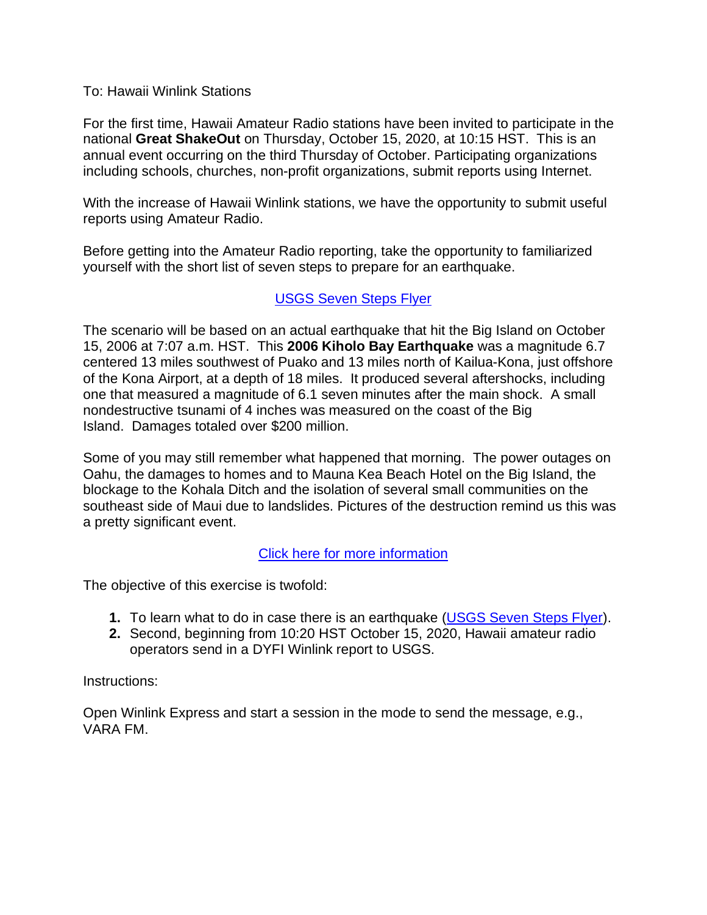To: Hawaii Winlink Stations

For the first time, Hawaii Amateur Radio stations have been invited to participate in the national **Great ShakeOut** on Thursday, October 15, 2020, at 10:15 HST. This is an annual event occurring on the third Thursday of October. Participating organizations including schools, churches, non-profit organizations, submit reports using Internet.

With the increase of Hawaii Winlink stations, we have the opportunity to submit useful reports using Amateur Radio.

Before getting into the Amateur Radio reporting, take the opportunity to familiarized yourself with the short list of seven steps to prepare for an earthquake.

USGS Seven Steps Flyer

The scenario will be based on an actual earthquake that hit the Big Island on October 15, 2006 at 7:07 a.m. HST. This **2006 Kiholo Bay Earthquake** was a magnitude 6.7 centered 13 miles southwest of Puako and 13 miles north of Kailua-Kona, just offshore of the Kona Airport, at a depth of 18 miles. It produced several aftershocks, including one that measured a magnitude of 6.1 seven minutes after the main shock. A small nondestructive tsunami of 4 inches was measured on the coast of the Big Island. Damages totaled over $200 million.

Some of you may still remember what happened that morning. The power outages on Oahu, the damages to homes and to Mauna Kea Beach Hotel on the Big Island, the blockage to the Kohala Ditch and the isolation of several small communities on the southeast side of Maui due to landslides. Pictures of the destruction remind us this was a pretty significant event.

Click here for more information

The objective of this exercise is twofold:

1. To learn what to do in case there is an earthquake (USGS Seven Steps Flyer).
2. Second, beginning from 10:20 HST October 15, 2020, Hawaii amateur radio operators send in a DYFI Winlink report to USGS.

Instructions:

Open Winlink Express and start a session in the mode to send the message, e.g., VARA FM.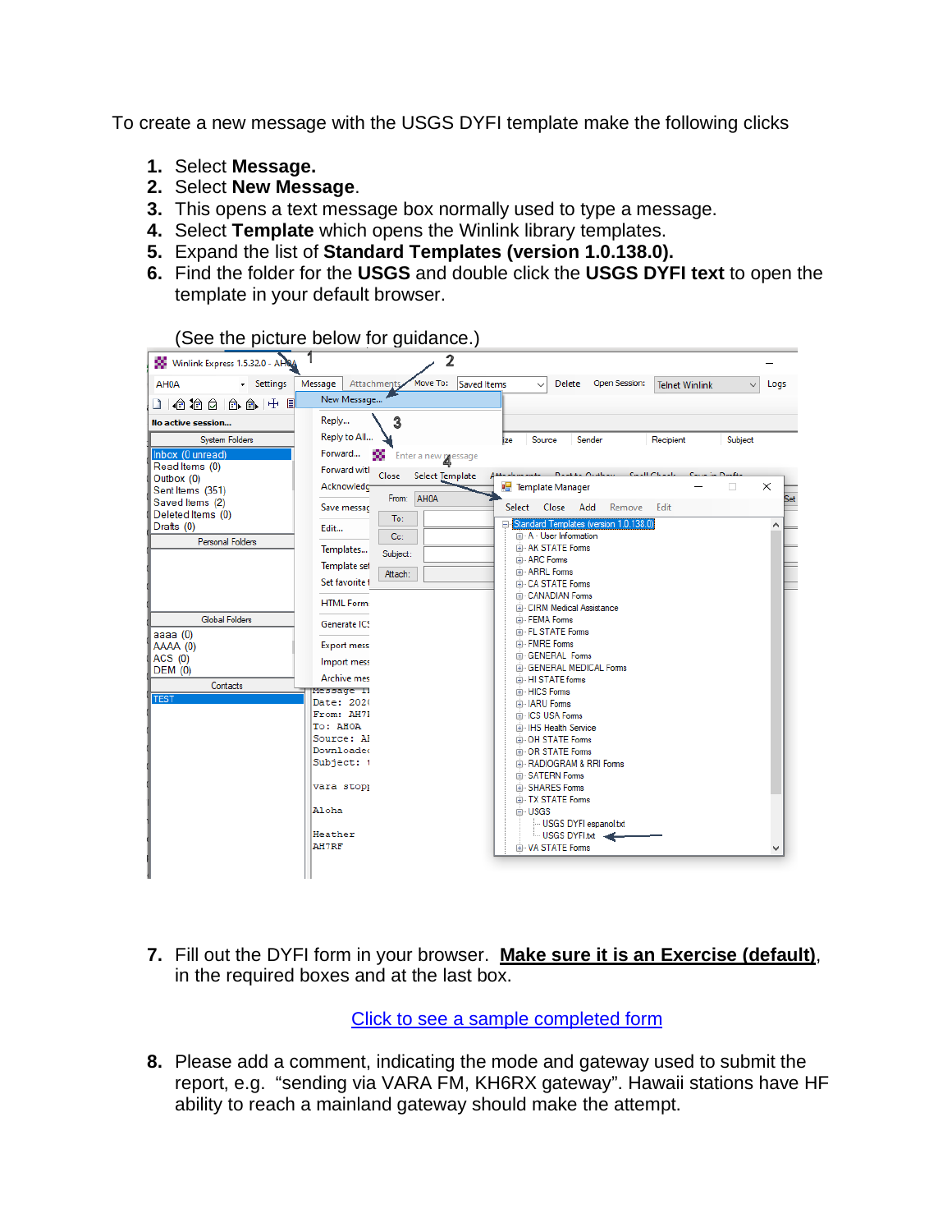To create a new message with the USGS DYFI template make the following clicks

1. Select **Message.**
2. Select **New Message**.
3. This opens a text message box normally used to type a message.
4. Select **Template** which opens the Winlink library templates.
5. Expand the list of **Standard Templates (version 1.0.138.0).**
6. Find the folder for the **USGS** and double click the **USGS DYFI text** to open the template in your default browser.

   (See the picture below for guidance.)

7. Fill out the DYFI form in your browser. **Make sure it is an Exercise (default)**, in the required boxes and at the last box.

   Click to see a sample completed form

8. Please add a comment, indicating the mode and gateway used to submit the report, e.g. "sending via VARA FM, KH6RX gateway". Hawaii stations have HF ability to reach a mainland gateway should make the attempt.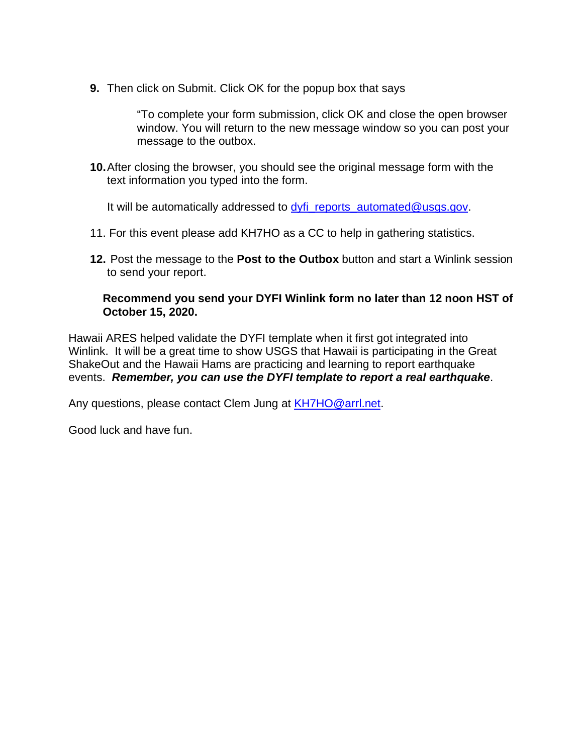9. Then click on Submit. Click OK for the popup box that says

   "To complete your form submission, click OK and close the open browser window. You will return to the new message window so you can post your message to the outbox.

10. After closing the browser, you should see the original message form with the text information you typed into the form.

    It will be automatically addressed to dyfi_reports_automated@usgs.gov.

11. For this event please add KH7HO as a CC to help in gathering statistics.

12. Post the message to the **Post to the Outbox** button and start a Winlink session to send your report.

**Recommend you send your DYFI Winlink form no later than 12 noon HST of October 15, 2020.**

Hawaii ARES helped validate the DYFI template when it first got integrated into Winlink. It will be a great time to show USGS that Hawaii is participating in the Great ShakeOut and the Hawaii Hams are practicing and learning to report earthquake events. ***Remember, you can use the DYFI template to report a real earthquake***.

Any questions, please contact Clem Jung at KH7HO@arrl.net.

Good luck and have fun.